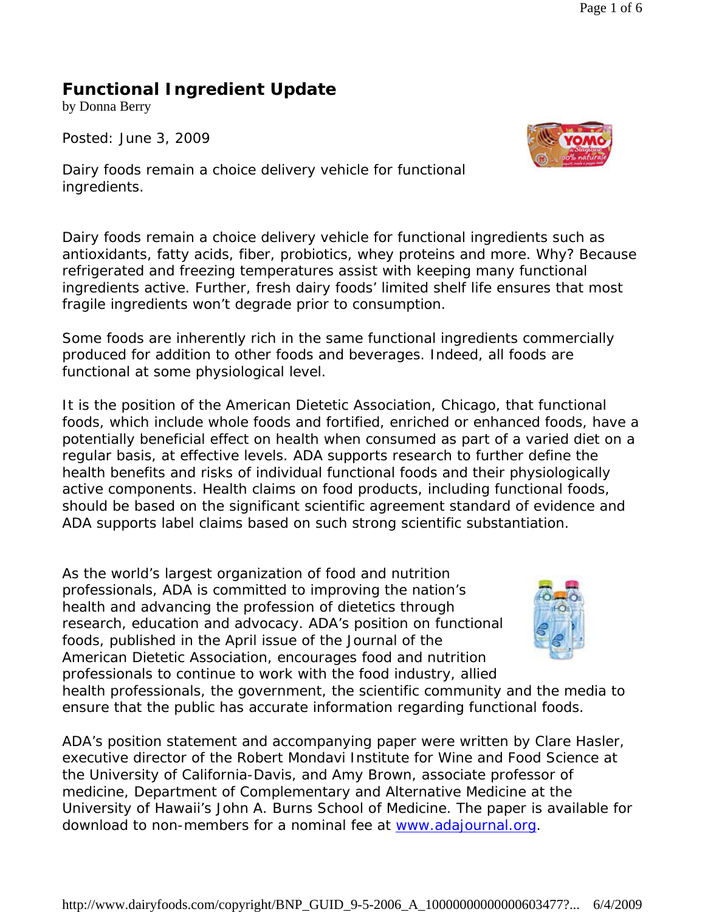# Functional Ingredient Update

by Donna Berry

Posted: June 3, 2009

Dairy foods remain a choice delivery vehicle for functional ingredients.

Dairy foods remain a choice delivery vehicle for functional ingredients such as antioxidants, fatty acids, fiber, probiotics, whey proteins and more. Why? Because refrigerated and freezing temperatures assist with keeping many functional ingredients active. Further, fresh dairy foods' limited shelf life ensures that most fragile ingredients won't degrade prior to consumption.

Some foods are inherently rich in the same functional ingredients commercially produced for addition to other foods and beverages. Indeed, all foods are functional at some physiological level.

It is the position of the American Dietetic Association, Chicago, that functional foods, which include whole foods and fortified, enriched or enhanced foods, have a potentially beneficial effect on health when consumed as part of a varied diet on a regular basis, at effective levels. ADA supports research to further define the health benefits and risks of individual functional foods and their physiologically active components. Health claims on food products, including functional foods, should be based on the significant scientific agreement standard of evidence and ADA supports label claims based on such strong scientific substantiation.

As the world's largest organization of food and nutrition professionals, ADA is committed to improving the nation's health and advancing the profession of dietetics through research, education and advocacy. ADA's position on functional foods, published in the April issue of the Journal of the American Dietetic Association, encourages food and nutrition professionals to continue to work with the food industry, allied health professionals, the government, the scientific community and the media to ensure that the public has accurate information regarding functional foods.

ADA's position statement and accompanying paper were written by Clare Hasler, executive director of the Robert Mondavi Institute for Wine and Food Science at the University of California-Davis, and Amy Brown, associate professor of medicine, Department of Complementary and Alternative Medicine at the University of Hawaii's John A. Burns School of Medicine. The paper is available for download to non-members for a nominal fee at www.adajournal.org.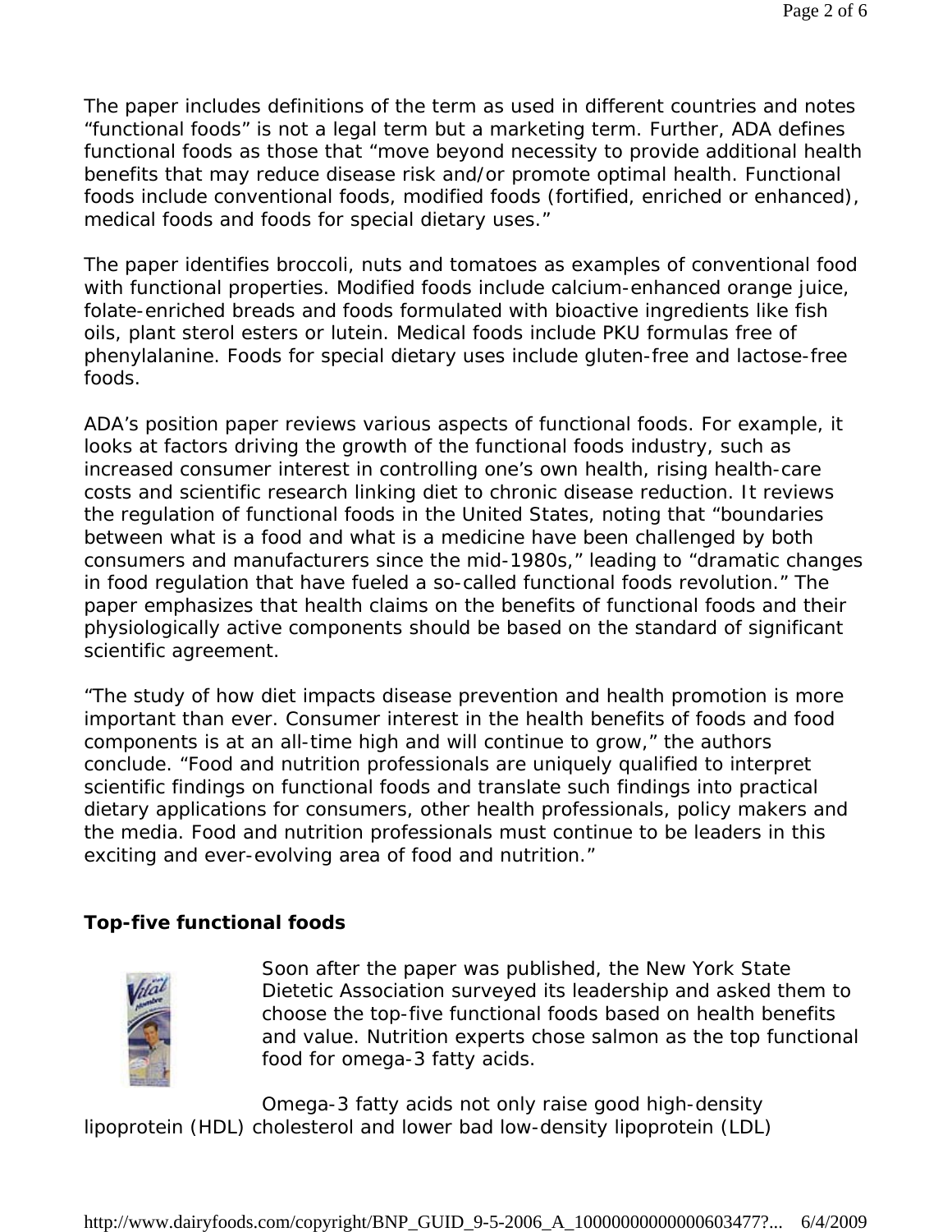The paper includes definitions of the term as used in different countries and notes "functional foods" is not a legal term but a marketing term. Further, ADA defines functional foods as those that "move beyond necessity to provide additional health benefits that may reduce disease risk and/or promote optimal health. Functional foods include conventional foods, modified foods (fortified, enriched or enhanced), medical foods and foods for special dietary uses."

The paper identifies broccoli, nuts and tomatoes as examples of conventional food with functional properties. Modified foods include calcium-enhanced orange juice, folate-enriched breads and foods formulated with bioactive ingredients like fish oils, plant sterol esters or lutein. Medical foods include PKU formulas free of phenylalanine. Foods for special dietary uses include gluten-free and lactose-free foods.

ADA's position paper reviews various aspects of functional foods. For example, it looks at factors driving the growth of the functional foods industry, such as increased consumer interest in controlling one's own health, rising health-care costs and scientific research linking diet to chronic disease reduction. It reviews the regulation of functional foods in the United States, noting that "boundaries between what is a food and what is a medicine have been challenged by both consumers and manufacturers since the mid-1980s," leading to "dramatic changes in food regulation that have fueled a so-called functional foods revolution." The paper emphasizes that health claims on the benefits of functional foods and their physiologically active components should be based on the standard of significant scientific agreement.

"The study of how diet impacts disease prevention and health promotion is more important than ever. Consumer interest in the health benefits of foods and food components is at an all-time high and will continue to grow," the authors conclude. "Food and nutrition professionals are uniquely qualified to interpret scientific findings on functional foods and translate such findings into practical dietary applications for consumers, other health professionals, policy makers and the media. Food and nutrition professionals must continue to be leaders in this exciting and ever-evolving area of food and nutrition."

### Top-five functional foods

Soon after the paper was published, the New York State Dietetic Association surveyed its leadership and asked them to choose the top-five functional foods based on health benefits and value. Nutrition experts chose salmon as the top functional food for omega-3 fatty acids.

Omega-3 fatty acids not only raise good high-density lipoprotein (HDL) cholesterol and lower bad low-density lipoprotein (LDL)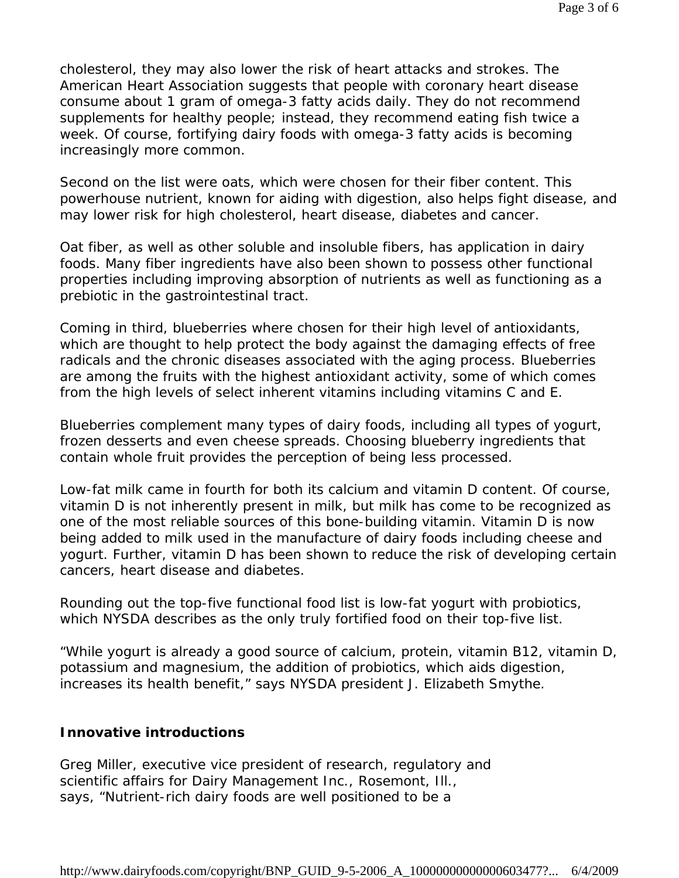cholesterol, they may also lower the risk of heart attacks and strokes. The American Heart Association suggests that people with coronary heart disease consume about 1 gram of omega-3 fatty acids daily. They do not recommend supplements for healthy people; instead, they recommend eating fish twice a week. Of course, fortifying dairy foods with omega-3 fatty acids is becoming increasingly more common.

Second on the list were oats, which were chosen for their fiber content. This powerhouse nutrient, known for aiding with digestion, also helps fight disease, and may lower risk for high cholesterol, heart disease, diabetes and cancer.

Oat fiber, as well as other soluble and insoluble fibers, has application in dairy foods. Many fiber ingredients have also been shown to possess other functional properties including improving absorption of nutrients as well as functioning as a prebiotic in the gastrointestinal tract.

Coming in third, blueberries where chosen for their high level of antioxidants, which are thought to help protect the body against the damaging effects of free radicals and the chronic diseases associated with the aging process. Blueberries are among the fruits with the highest antioxidant activity, some of which comes from the high levels of select inherent vitamins including vitamins C and E.

Blueberries complement many types of dairy foods, including all types of yogurt, frozen desserts and even cheese spreads. Choosing blueberry ingredients that contain whole fruit provides the perception of being less processed.

Low-fat milk came in fourth for both its calcium and vitamin D content. Of course, vitamin D is not inherently present in milk, but milk has come to be recognized as one of the most reliable sources of this bone-building vitamin. Vitamin D is now being added to milk used in the manufacture of dairy foods including cheese and yogurt. Further, vitamin D has been shown to reduce the risk of developing certain cancers, heart disease and diabetes.

Rounding out the top-five functional food list is low-fat yogurt with probiotics, which NYSDA describes as the only truly fortified food on their top-five list.

"While yogurt is already a good source of calcium, protein, vitamin B12, vitamin D, potassium and magnesium, the addition of probiotics, which aids digestion, increases its health benefit," says NYSDA president J. Elizabeth Smythe.

**Innovative introductions**

Greg Miller, executive vice president of research, regulatory and scientific affairs for Dairy Management Inc., Rosemont, Ill., says, "Nutrient-rich dairy foods are well positioned to be a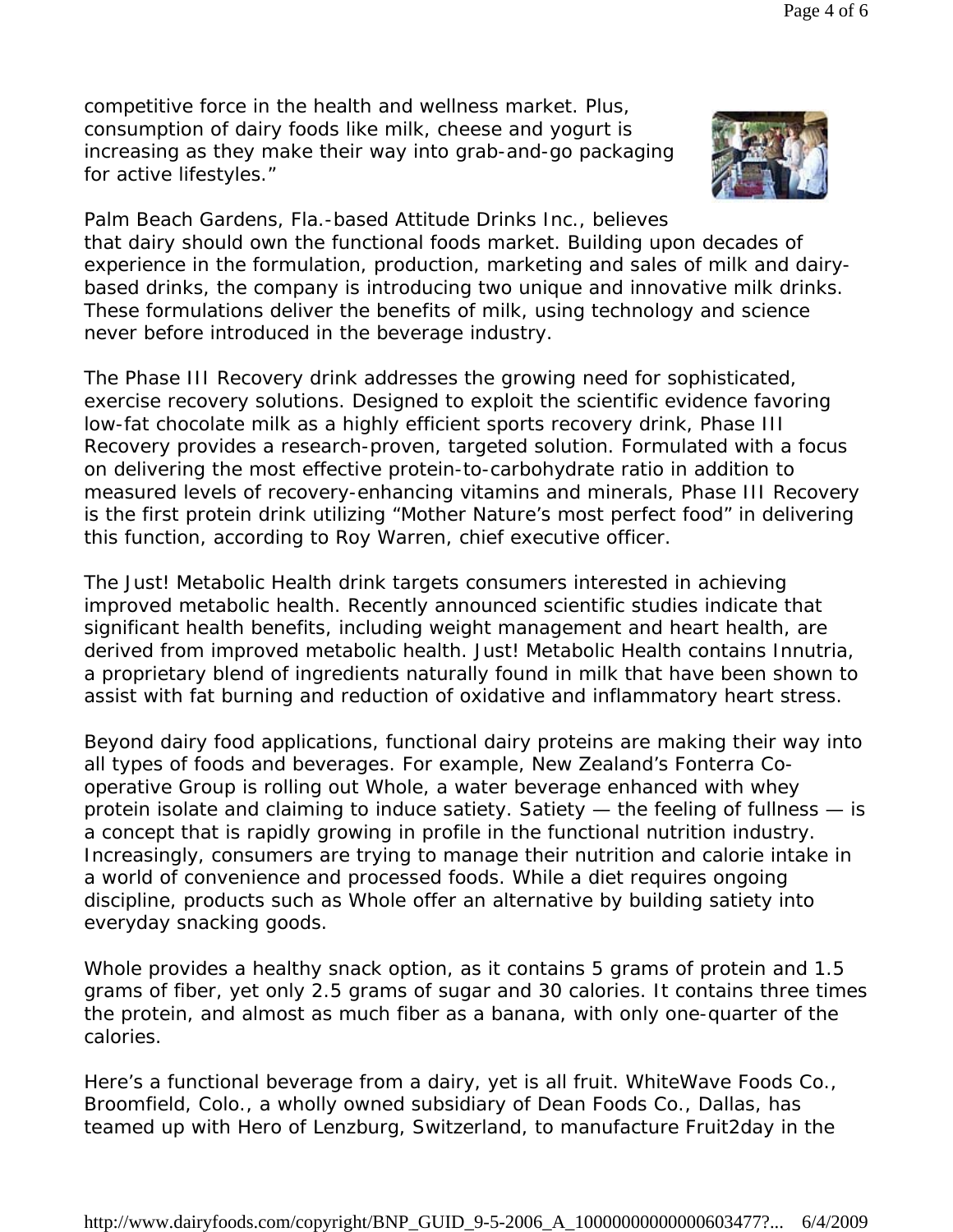competitive force in the health and wellness market. Plus, consumption of dairy foods like milk, cheese and yogurt is increasing as they make their way into grab-and-go packaging for active lifestyles."

Palm Beach Gardens, Fla.-based Attitude Drinks Inc., believes that dairy should own the functional foods market. Building upon decades of experience in the formulation, production, marketing and sales of milk and dairy-based drinks, the company is introducing two unique and innovative milk drinks. These formulations deliver the benefits of milk, using technology and science never before introduced in the beverage industry.

The Phase III Recovery drink addresses the growing need for sophisticated, exercise recovery solutions. Designed to exploit the scientific evidence favoring low-fat chocolate milk as a highly efficient sports recovery drink, Phase III Recovery provides a research-proven, targeted solution. Formulated with a focus on delivering the most effective protein-to-carbohydrate ratio in addition to measured levels of recovery-enhancing vitamins and minerals, Phase III Recovery is the first protein drink utilizing "Mother Nature's most perfect food" in delivering this function, according to Roy Warren, chief executive officer.

The Just! Metabolic Health drink targets consumers interested in achieving improved metabolic health. Recently announced scientific studies indicate that significant health benefits, including weight management and heart health, are derived from improved metabolic health. Just! Metabolic Health contains Innutria, a proprietary blend of ingredients naturally found in milk that have been shown to assist with fat burning and reduction of oxidative and inflammatory heart stress.

Beyond dairy food applications, functional dairy proteins are making their way into all types of foods and beverages. For example, New Zealand's Fonterra Co-operative Group is rolling out Whole, a water beverage enhanced with whey protein isolate and claiming to induce satiety. Satiety — the feeling of fullness — is a concept that is rapidly growing in profile in the functional nutrition industry. Increasingly, consumers are trying to manage their nutrition and calorie intake in a world of convenience and processed foods. While a diet requires ongoing discipline, products such as Whole offer an alternative by building satiety into everyday snacking goods.

Whole provides a healthy snack option, as it contains 5 grams of protein and 1.5 grams of fiber, yet only 2.5 grams of sugar and 30 calories. It contains three times the protein, and almost as much fiber as a banana, with only one-quarter of the calories.

Here's a functional beverage from a dairy, yet is all fruit. WhiteWave Foods Co., Broomfield, Colo., a wholly owned subsidiary of Dean Foods Co., Dallas, has teamed up with Hero of Lenzburg, Switzerland, to manufacture Fruit2day in the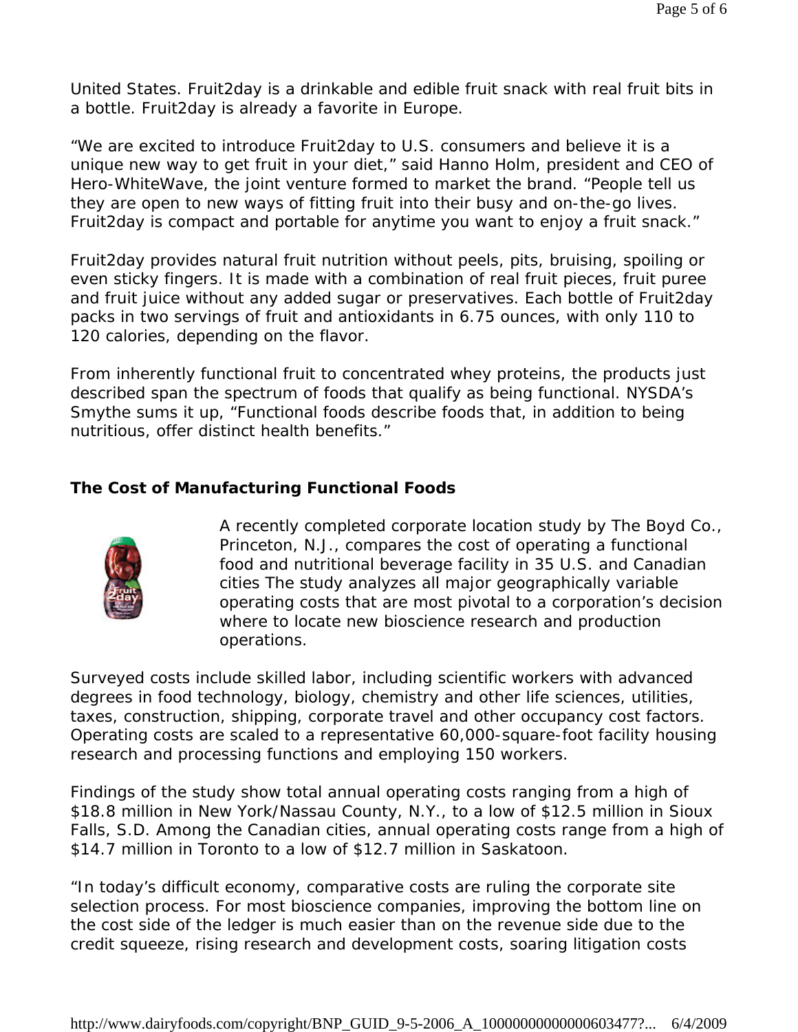United States. Fruit2day is a drinkable and edible fruit snack with real fruit bits in a bottle. Fruit2day is already a favorite in Europe.

"We are excited to introduce Fruit2day to U.S. consumers and believe it is a unique new way to get fruit in your diet," said Hanno Holm, president and CEO of Hero-WhiteWave, the joint venture formed to market the brand. "People tell us they are open to new ways of fitting fruit into their busy and on-the-go lives. Fruit2day is compact and portable for anytime you want to enjoy a fruit snack."

Fruit2day provides natural fruit nutrition without peels, pits, bruising, spoiling or even sticky fingers. It is made with a combination of real fruit pieces, fruit puree and fruit juice without any added sugar or preservatives. Each bottle of Fruit2day packs in two servings of fruit and antioxidants in 6.75 ounces, with only 110 to 120 calories, depending on the flavor.

From inherently functional fruit to concentrated whey proteins, the products just described span the spectrum of foods that qualify as being functional. NYSDA's Smythe sums it up, "Functional foods describe foods that, in addition to being nutritious, offer distinct health benefits."

## The Cost of Manufacturing Functional Foods

A recently completed corporate location study by The Boyd Co., Princeton, N.J., compares the cost of operating a functional food and nutritional beverage facility in 35 U.S. and Canadian cities The study analyzes all major geographically variable operating costs that are most pivotal to a corporation's decision where to locate new bioscience research and production operations.

Surveyed costs include skilled labor, including scientific workers with advanced degrees in food technology, biology, chemistry and other life sciences, utilities, taxes, construction, shipping, corporate travel and other occupancy cost factors. Operating costs are scaled to a representative 60,000-square-foot facility housing research and processing functions and employing 150 workers.

Findings of the study show total annual operating costs ranging from a high of $18.8 million in New York/Nassau County, N.Y., to a low of $12.5 million in Sioux Falls, S.D. Among the Canadian cities, annual operating costs range from a high of $14.7 million in Toronto to a low of $12.7 million in Saskatoon.

"In today's difficult economy, comparative costs are ruling the corporate site selection process. For most bioscience companies, improving the bottom line on the cost side of the ledger is much easier than on the revenue side due to the credit squeeze, rising research and development costs, soaring litigation costs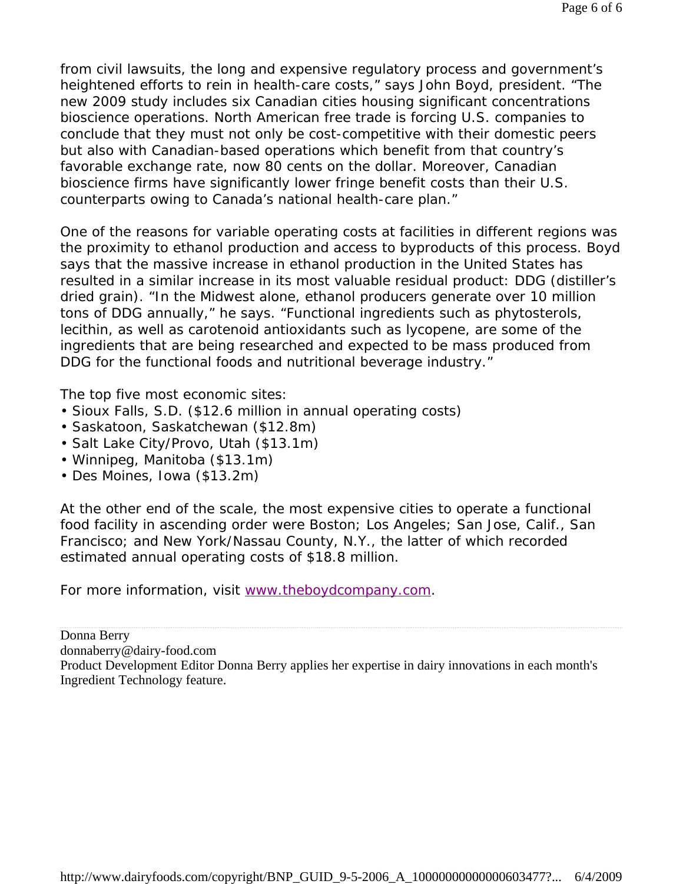from civil lawsuits, the long and expensive regulatory process and government's heightened efforts to rein in health-care costs," says John Boyd, president. "The new 2009 study includes six Canadian cities housing significant concentrations bioscience operations. North American free trade is forcing U.S. companies to conclude that they must not only be cost-competitive with their domestic peers but also with Canadian-based operations which benefit from that country's favorable exchange rate, now 80 cents on the dollar. Moreover, Canadian bioscience firms have significantly lower fringe benefit costs than their U.S. counterparts owing to Canada's national health-care plan."

One of the reasons for variable operating costs at facilities in different regions was the proximity to ethanol production and access to byproducts of this process. Boyd says that the massive increase in ethanol production in the United States has resulted in a similar increase in its most valuable residual product: DDG (distiller's dried grain). "In the Midwest alone, ethanol producers generate over 10 million tons of DDG annually," he says. "Functional ingredients such as phytosterols, lecithin, as well as carotenoid antioxidants such as lycopene, are some of the ingredients that are being researched and expected to be mass produced from DDG for the functional foods and nutritional beverage industry."

The top five most economic sites:

- Sioux Falls, S.D. ($12.6 million in annual operating costs)
- Saskatoon, Saskatchewan ($12.8m)
- Salt Lake City/Provo, Utah ($13.1m)
- Winnipeg, Manitoba ($13.1m)
- Des Moines, Iowa ($13.2m)

At the other end of the scale, the most expensive cities to operate a functional food facility in ascending order were Boston; Los Angeles; San Jose, Calif., San Francisco; and New York/Nassau County, N.Y., the latter of which recorded estimated annual operating costs of $18.8 million.

For more information, visit www.theboydcompany.com.

---

Donna Berry
donnaberry@dairy-food.com
Product Development Editor Donna Berry applies her expertise in dairy innovations in each month's Ingredient Technology feature.